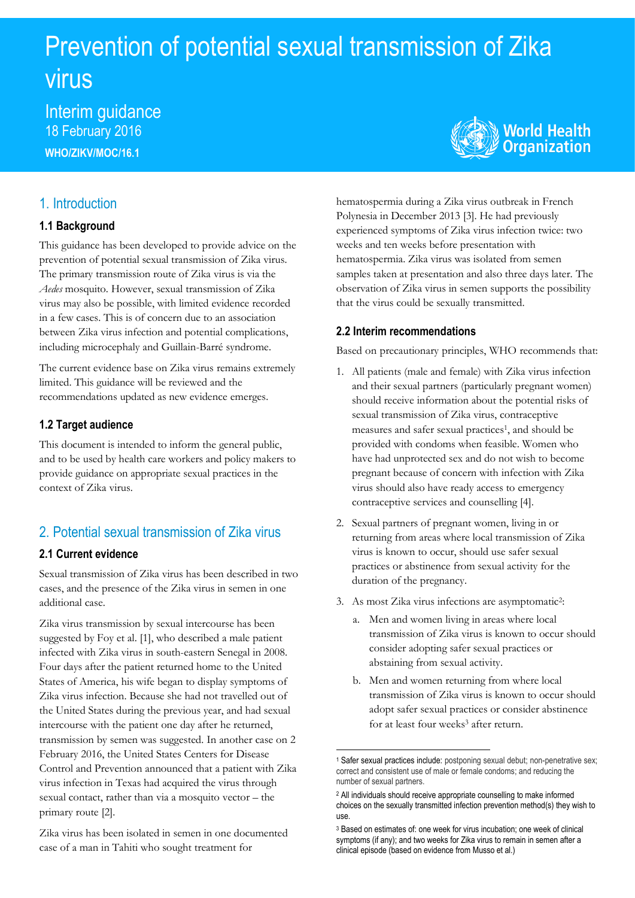# Prevention of potential sexual transmission of Zika virus

## Interim guidance

18 February 2016

**WHO/ZIKV/MOC/16.1**

## 1. Introduction

### 1.1 Background

This guidance has been developed to provide advice on the prevention of potential sexual transmission of Zika virus. The primary transmission route of Zika virus is via the *Aedes* mosquito. However, sexual transmission of Zika virus may also be possible, with limited evidence recorded in a few cases. This is of concern due to an association between Zika virus infection and potential complications, including microcephaly and Guillain-Barré syndrome.

The current evidence base on Zika virus remains extremely limited. This guidance will be reviewed and the recommendations updated as new evidence emerges.

### 1.2 Target audience

This document is intended to inform the general public, and to be used by health care workers and policy makers to provide guidance on appropriate sexual practices in the context of Zika virus.

## 2. Potential sexual transmission of Zika virus

### 2.1 Current evidence

Sexual transmission of Zika virus has been described in two cases, and the presence of the Zika virus in semen in one additional case.

Zika virus transmission by sexual intercourse has been suggested by Foy et al. [1], who described a male patient infected with Zika virus in south-eastern Senegal in 2008. Four days after the patient returned home to the United States of America, his wife began to display symptoms of Zika virus infection. Because she had not travelled out of the United States during the previous year, and had sexual intercourse with the patient one day after he returned, transmission by semen was suggested. In another case on 2 February 2016, the United States Centers for Disease Control and Prevention announced that a patient with Zika virus infection in Texas had acquired the virus through sexual contact, rather than via a mosquito vector – the primary route [2].

Zika virus has been isolated in semen in one documented case of a man in Tahiti who sought treatment for hematospermia during a Zika virus outbreak in French Polynesia in December 2013 [3]. He had previously experienced symptoms of Zika virus infection twice: two weeks and ten weeks before presentation with hematospermia. Zika virus was isolated from semen samples taken at presentation and also three days later. The observation of Zika virus in semen supports the possibility that the virus could be sexually transmitted.

### 2.2 Interim recommendations

Based on precautionary principles, WHO recommends that:

1. All patients (male and female) with Zika virus infection and their sexual partners (particularly pregnant women) should receive information about the potential risks of sexual transmission of Zika virus, contraceptive measures and safer sexual practices[1], and should be provided with condoms when feasible. Women who have had unprotected sex and do not wish to become pregnant because of concern with infection with Zika virus should also have ready access to emergency contraceptive services and counselling [4].
2. Sexual partners of pregnant women, living in or returning from areas where local transmission of Zika virus is known to occur, should use safer sexual practices or abstinence from sexual activity for the duration of the pregnancy.
3. As most Zika virus infections are asymptomatic[2]:
   a. Men and women living in areas where local transmission of Zika virus is known to occur should consider adopting safer sexual practices or abstaining from sexual activity.
   b. Men and women returning from where local transmission of Zika virus is known to occur should adopt safer sexual practices or consider abstinence for at least four weeks[3] after return.

---

[1] Safer sexual practices include: postponing sexual debut; non-penetrative sex; correct and consistent use of male or female condoms; and reducing the number of sexual partners.

[2] All individuals should receive appropriate counselling to make informed choices on the sexually transmitted infection prevention method(s) they wish to use.

[3] Based on estimates of: one week for virus incubation; one week of clinical symptoms (if any); and two weeks for Zika virus to remain in semen after a clinical episode (based on evidence from Musso et al.)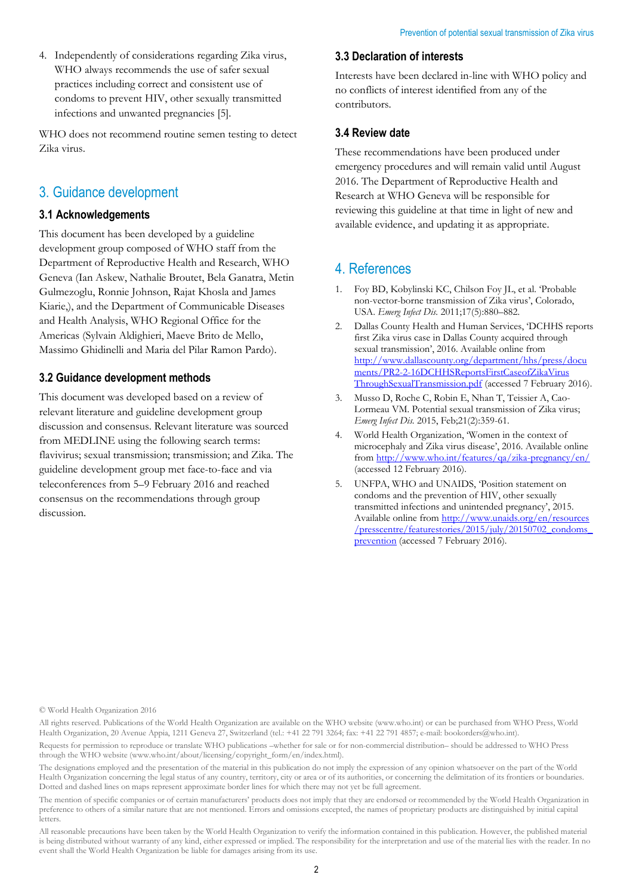4. Independently of considerations regarding Zika virus, WHO always recommends the use of safer sexual practices including correct and consistent use of condoms to prevent HIV, other sexually transmitted infections and unwanted pregnancies [5].

WHO does not recommend routine semen testing to detect Zika virus.

## 3. Guidance development

### 3.1 Acknowledgements

This document has been developed by a guideline development group composed of WHO staff from the Department of Reproductive Health and Research, WHO Geneva (Ian Askew, Nathalie Broutet, Bela Ganatra, Metin Gulmezoglu, Ronnie Johnson, Rajat Khosla and James Kiarie,), and the Department of Communicable Diseases and Health Analysis, WHO Regional Office for the Americas (Sylvain Aldighieri, Maeve Brito de Mello, Massimo Ghidinelli and Maria del Pilar Ramon Pardo).

### 3.2 Guidance development methods

This document was developed based on a review of relevant literature and guideline development group discussion and consensus. Relevant literature was sourced from MEDLINE using the following search terms: flavivirus; sexual transmission; transmission; and Zika. The guideline development group met face-to-face and via teleconferences from 5–9 February 2016 and reached consensus on the recommendations through group discussion.

### 3.3 Declaration of interests

Interests have been declared in-line with WHO policy and no conflicts of interest identified from any of the contributors.

### 3.4 Review date

These recommendations have been produced under emergency procedures and will remain valid until August 2016. The Department of Reproductive Health and Research at WHO Geneva will be responsible for reviewing this guideline at that time in light of new and available evidence, and updating it as appropriate.

## 4. References

1. Foy BD, Kobylinski KC, Chilson Foy JL, et al. 'Probable non-vector-borne transmission of Zika virus', Colorado, USA. *Emerg Infect Dis.* 2011;17(5):880–882.
2. Dallas County Health and Human Services, 'DCHHS reports first Zika virus case in Dallas County acquired through sexual transmission', 2016. Available online from http://www.dallascounty.org/department/hhs/press/documents/PR2-2-16DCHHSReportsFirstCaseofZikaVirusThroughSexualTransmission.pdf (accessed 7 February 2016).
3. Musso D, Roche C, Robin E, Nhan T, Teissier A, Cao-Lormeau VM. Potential sexual transmission of Zika virus; *Emerg Infect Dis.* 2015, Feb;21(2):359-61.
4. World Health Organization, 'Women in the context of microcephaly and Zika virus disease', 2016. Available online from http://www.who.int/features/qa/zika-pregnancy/en/ (accessed 12 February 2016).
5. UNFPA, WHO and UNAIDS, 'Position statement on condoms and the prevention of HIV, other sexually transmitted infections and unintended pregnancy', 2015. Available online from http://www.unaids.org/en/resources/presscentre/featurestories/2015/july/20150702_condoms_prevention (accessed 7 February 2016).

© World Health Organization 2016

All rights reserved. Publications of the World Health Organization are available on the WHO website (www.who.int) or can be purchased from WHO Press, World Health Organization, 20 Avenue Appia, 1211 Geneva 27, Switzerland (tel.: +41 22 791 3264; fax: +41 22 791 4857; e-mail: bookorders@who.int).

Requests for permission to reproduce or translate WHO publications –whether for sale or for non-commercial distribution– should be addressed to WHO Press through the WHO website (www.who.int/about/licensing/copyright_form/en/index.html).

The designations employed and the presentation of the material in this publication do not imply the expression of any opinion whatsoever on the part of the World Health Organization concerning the legal status of any country, territory, city or area or of its authorities, or concerning the delimitation of its frontiers or boundaries. Dotted and dashed lines on maps represent approximate border lines for which there may not yet be full agreement.

The mention of specific companies or of certain manufacturers' products does not imply that they are endorsed or recommended by the World Health Organization in preference to others of a similar nature that are not mentioned. Errors and omissions excepted, the names of proprietary products are distinguished by initial capital letters.

All reasonable precautions have been taken by the World Health Organization to verify the information contained in this publication. However, the published material is being distributed without warranty of any kind, either expressed or implied. The responsibility for the interpretation and use of the material lies with the reader. In no event shall the World Health Organization be liable for damages arising from its use.